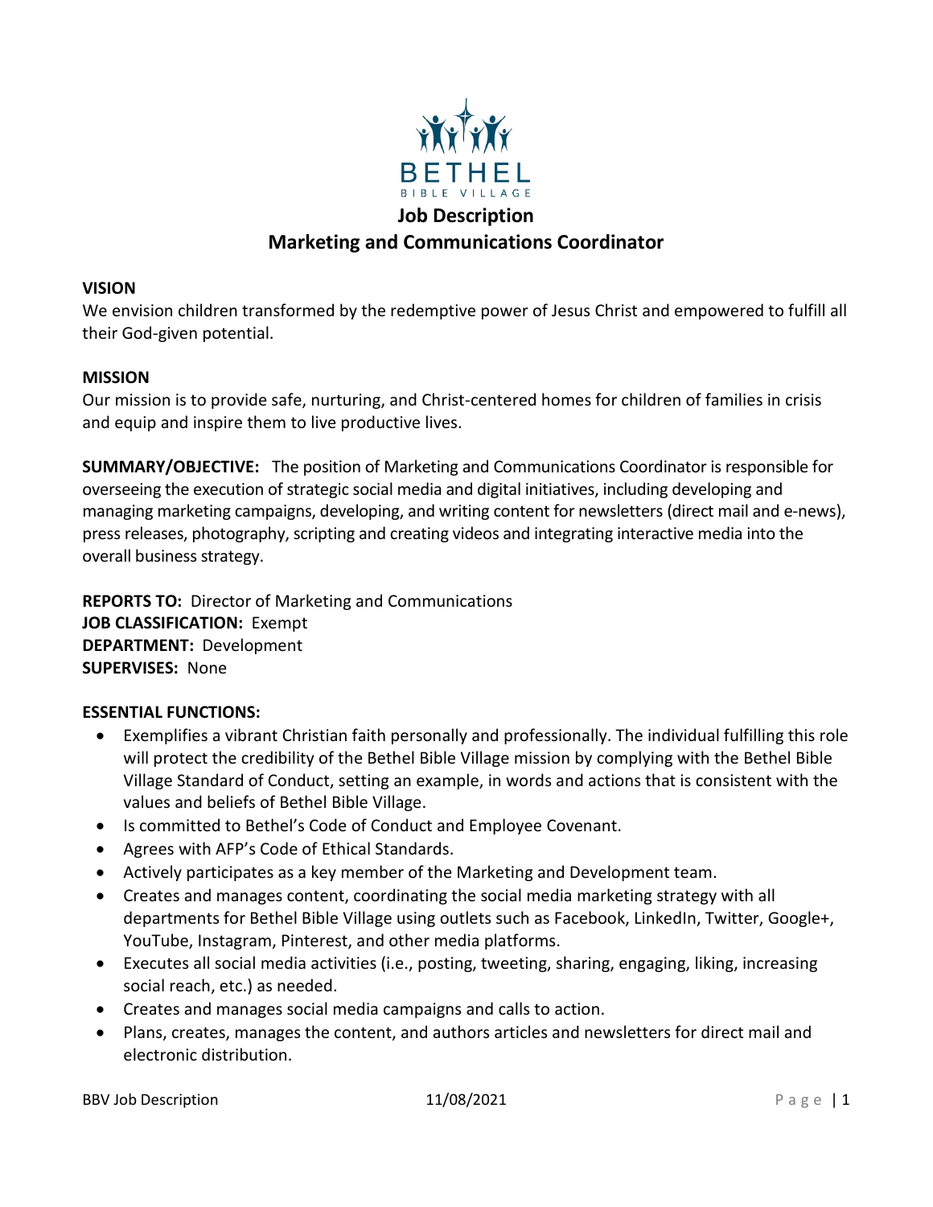BETHEL
BIBLE VILLAGE

# Job Description
## Marketing and Communications Coordinator

**VISION**
We envision children transformed by the redemptive power of Jesus Christ and empowered to fulfill all their God-given potential.

**MISSION**
Our mission is to provide safe, nurturing, and Christ-centered homes for children of families in crisis and equip and inspire them to live productive lives.

**SUMMARY/OBJECTIVE:** The position of Marketing and Communications Coordinator is responsible for overseeing the execution of strategic social media and digital initiatives, including developing and managing marketing campaigns, developing, and writing content for newsletters (direct mail and e-news), press releases, photography, scripting and creating videos and integrating interactive media into the overall business strategy.

**REPORTS TO:** Director of Marketing and Communications
**JOB CLASSIFICATION:** Exempt
**DEPARTMENT:** Development
**SUPERVISES:** None

**ESSENTIAL FUNCTIONS:**

- Exemplifies a vibrant Christian faith personally and professionally. The individual fulfilling this role will protect the credibility of the Bethel Bible Village mission by complying with the Bethel Bible Village Standard of Conduct, setting an example, in words and actions that is consistent with the values and beliefs of Bethel Bible Village.
- Is committed to Bethel's Code of Conduct and Employee Covenant.
- Agrees with AFP's Code of Ethical Standards.
- Actively participates as a key member of the Marketing and Development team.
- Creates and manages content, coordinating the social media marketing strategy with all departments for Bethel Bible Village using outlets such as Facebook, LinkedIn, Twitter, Google+, YouTube, Instagram, Pinterest, and other media platforms.
- Executes all social media activities (i.e., posting, tweeting, sharing, engaging, liking, increasing social reach, etc.) as needed.
- Creates and manages social media campaigns and calls to action.
- Plans, creates, manages the content, and authors articles and newsletters for direct mail and electronic distribution.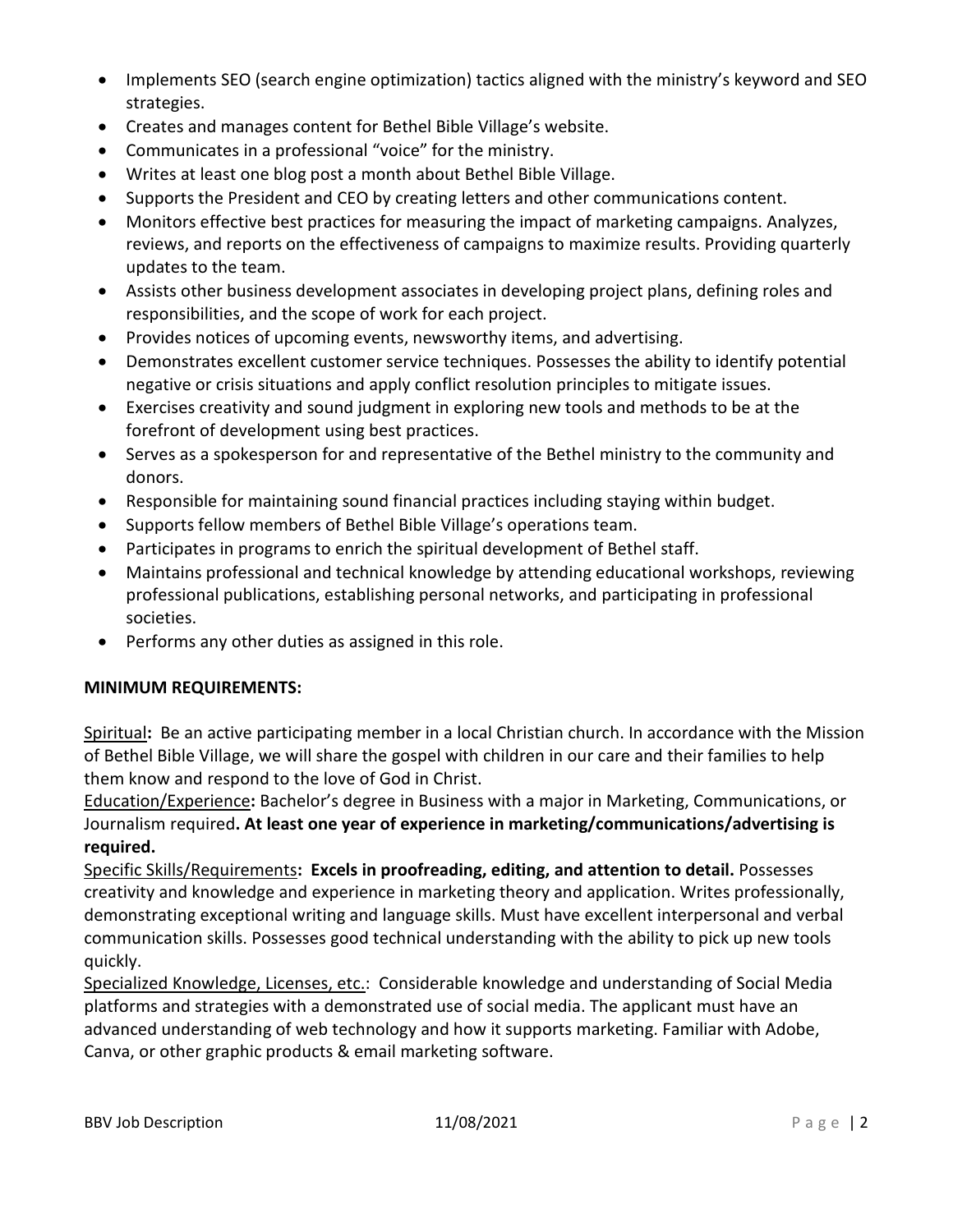- Implements SEO (search engine optimization) tactics aligned with the ministry's keyword and SEO strategies.
- Creates and manages content for Bethel Bible Village's website.
- Communicates in a professional "voice" for the ministry.
- Writes at least one blog post a month about Bethel Bible Village.
- Supports the President and CEO by creating letters and other communications content.
- Monitors effective best practices for measuring the impact of marketing campaigns. Analyzes, reviews, and reports on the effectiveness of campaigns to maximize results. Providing quarterly updates to the team.
- Assists other business development associates in developing project plans, defining roles and responsibilities, and the scope of work for each project.
- Provides notices of upcoming events, newsworthy items, and advertising.
- Demonstrates excellent customer service techniques. Possesses the ability to identify potential negative or crisis situations and apply conflict resolution principles to mitigate issues.
- Exercises creativity and sound judgment in exploring new tools and methods to be at the forefront of development using best practices.
- Serves as a spokesperson for and representative of the Bethel ministry to the community and donors.
- Responsible for maintaining sound financial practices including staying within budget.
- Supports fellow members of Bethel Bible Village's operations team.
- Participates in programs to enrich the spiritual development of Bethel staff.
- Maintains professional and technical knowledge by attending educational workshops, reviewing professional publications, establishing personal networks, and participating in professional societies.
- Performs any other duties as assigned in this role.

**MINIMUM REQUIREMENTS:**

<u>Spiritual</u>**:** Be an active participating member in a local Christian church. In accordance with the Mission of Bethel Bible Village, we will share the gospel with children in our care and their families to help them know and respond to the love of God in Christ.

<u>Education/Experience</u>**:** Bachelor's degree in Business with a major in Marketing, Communications, or Journalism required**. At least one year of experience in marketing/communications/advertising is required.**

<u>Specific Skills/Requirements</u>**: Excels in proofreading, editing, and attention to detail.** Possesses creativity and knowledge and experience in marketing theory and application. Writes professionally, demonstrating exceptional writing and language skills. Must have excellent interpersonal and verbal communication skills. Possesses good technical understanding with the ability to pick up new tools quickly.

<u>Specialized Knowledge, Licenses, etc.</u>: Considerable knowledge and understanding of Social Media platforms and strategies with a demonstrated use of social media. The applicant must have an advanced understanding of web technology and how it supports marketing. Familiar with Adobe, Canva, or other graphic products & email marketing software.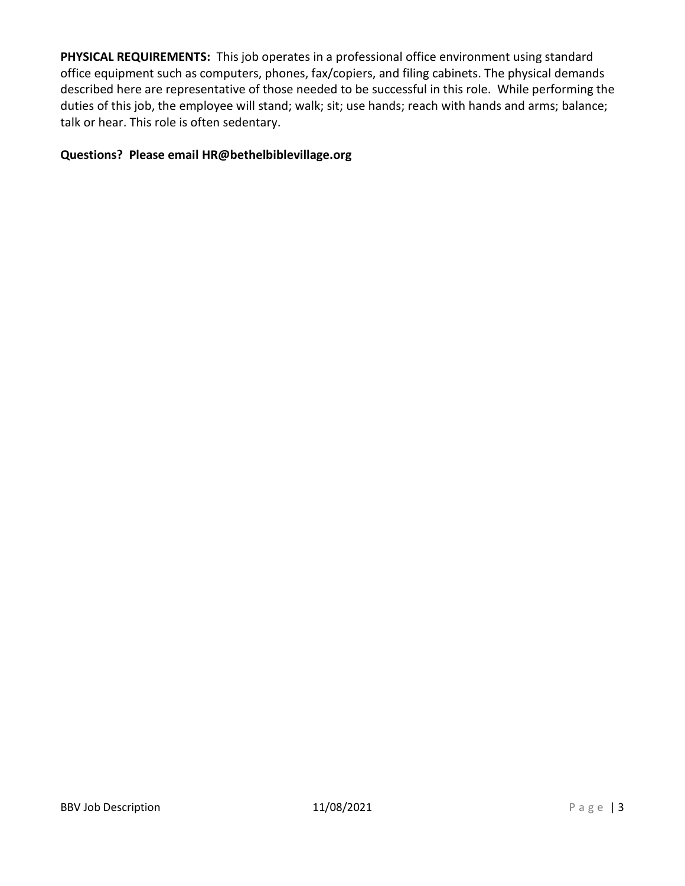**PHYSICAL REQUIREMENTS:** This job operates in a professional office environment using standard office equipment such as computers, phones, fax/copiers, and filing cabinets. The physical demands described here are representative of those needed to be successful in this role. While performing the duties of this job, the employee will stand; walk; sit; use hands; reach with hands and arms; balance; talk or hear. This role is often sedentary.

**Questions? Please email HR@bethelbiblevillage.org**